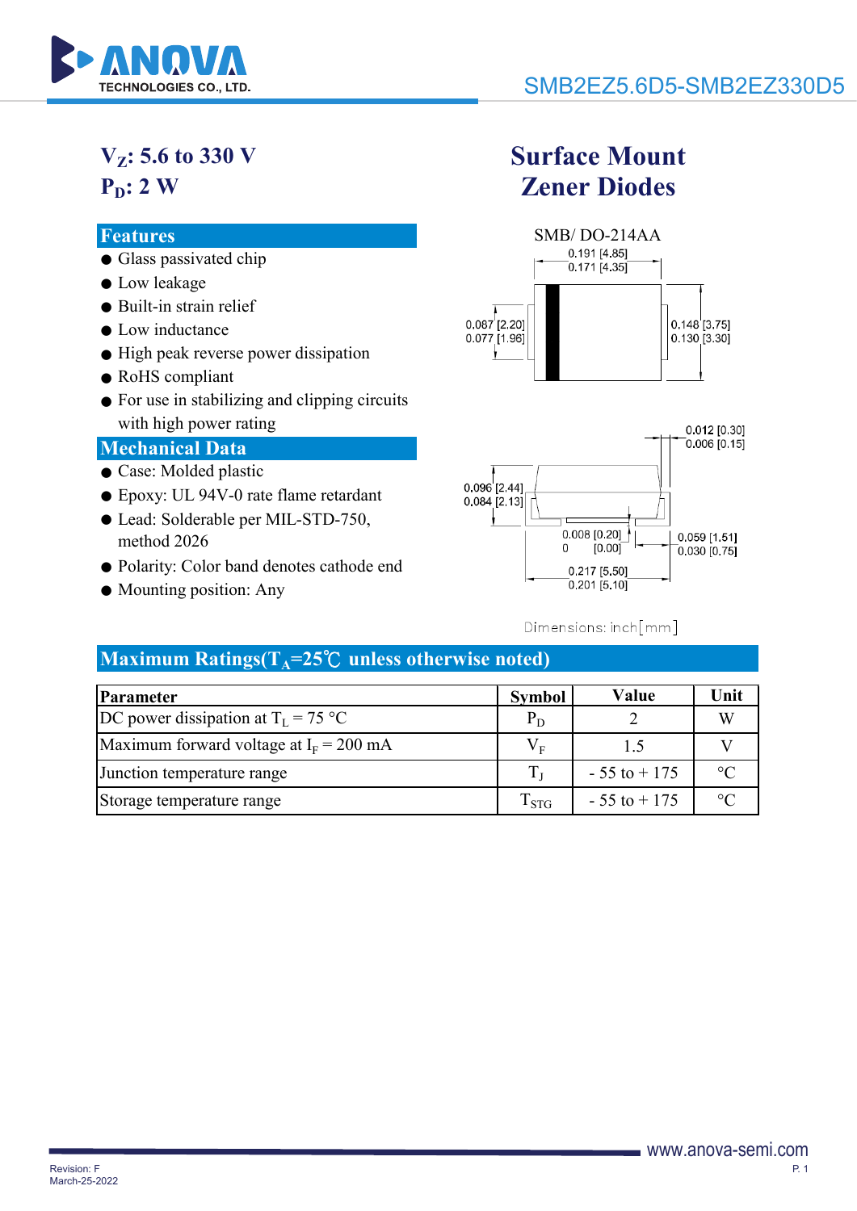# SMB2EZ5.6D5-SMB2EZ330D5

$V_Z$: 5.6 to 330 V

$P_D$: 2 W

## Surface Mount Zener Diodes

### Features

- Glass passivated chip
- Low leakage
- Built-in strain relief
- Low inductance
- High peak reverse power dissipation
- RoHS compliant
- For use in stabilizing and clipping circuits with high power rating

### Mechanical Data

- Case: Molded plastic
- Epoxy: UL 94V-0 rate flame retardant
- Lead: Solderable per MIL-STD-750, method 2026
- Polarity: Color band denotes cathode end
- Mounting position: Any

SMB/ DO-214AA

Dimensions: inch[mm]

### Maximum Ratings($T_A$=25℃ unless otherwise noted)

| Parameter | Symbol | Value | Unit |
|---|---|---|---|
| DC power dissipation at $T_L$ = 75 °C | $P_D$ | 2 | W |
| Maximum forward voltage at $I_F$ = 200 mA | $V_F$ | 1.5 | V |
| Junction temperature range | $T_J$ | - 55 to + 175 | °C |
| Storage temperature range | $T_{STG}$ | - 55 to + 175 | °C |

Revision: F
March-25-2022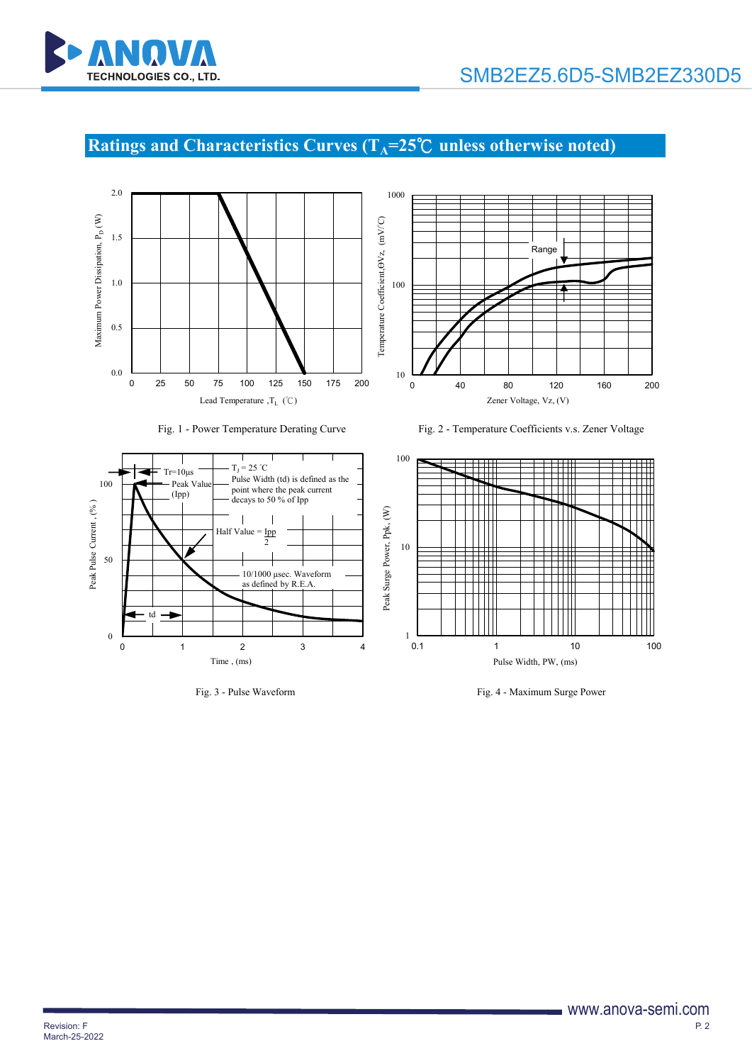## Ratings and Characteristics Curves ($T_A$=25℃ unless otherwise noted)

Fig. 1 - Power Temperature Derating Curve

Fig. 2 - Temperature Coefficients v.s. Zener Voltage

Fig. 3 - Pulse Waveform

Fig. 4 - Maximum Surge Power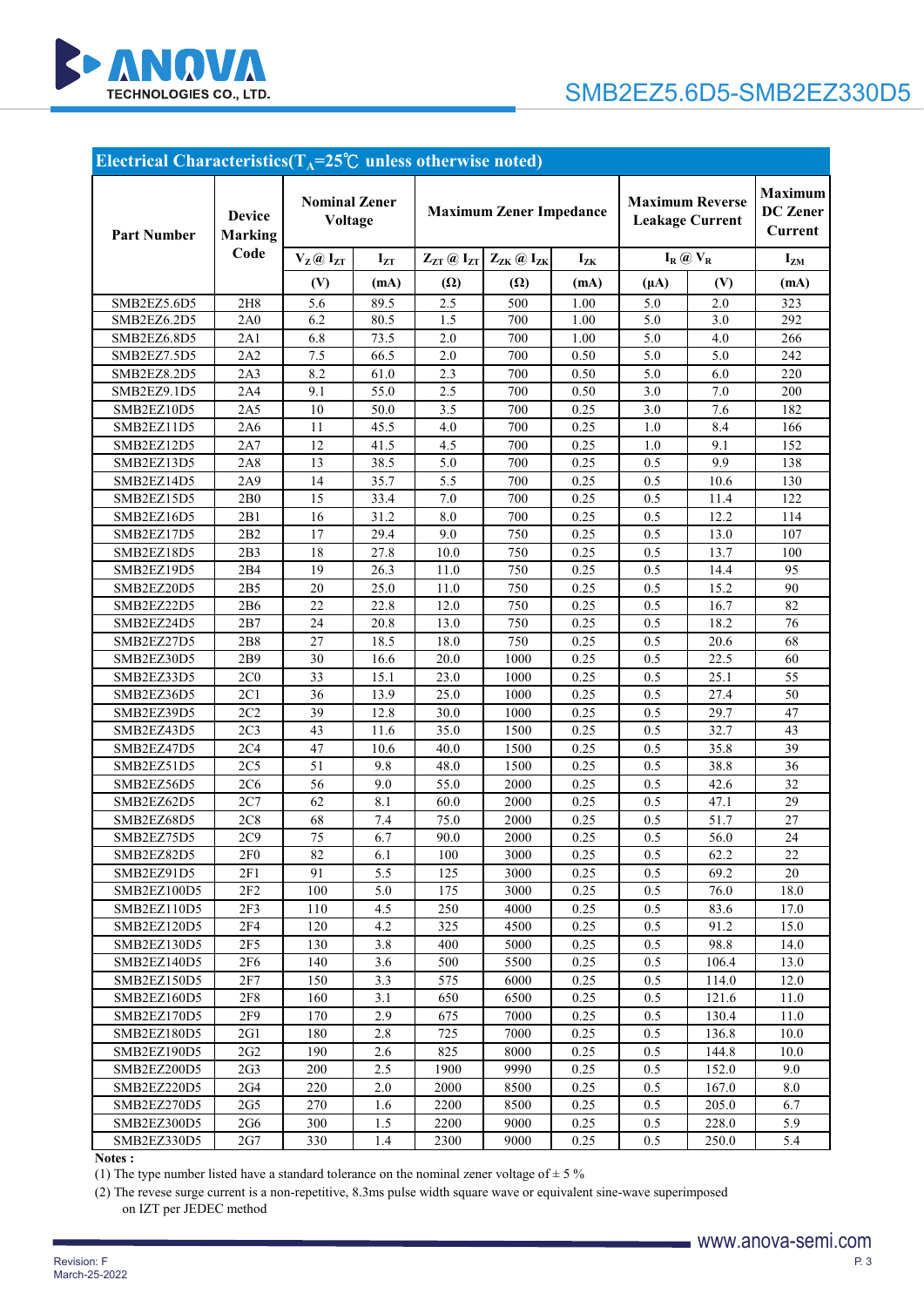## Electrical Characteristics($T_A$=25℃ unless otherwise noted)

| Part Number | Device Marking Code | Nominal Zener Voltage | | Maximum Zener Impedance | | | Maximum Reverse Leakage Current | | Maximum DC Zener Current |
|---|---|---|---|---|---|---|---|---|---|
| | | $V_Z$ @ $I_{ZT}$ | $I_{ZT}$ | $Z_{ZT}$ @ $I_{ZT}$ | $Z_{ZK}$ @ $I_{ZK}$ | $I_{ZK}$ | $I_R$ @ $V_R$ | | $I_{ZM}$ |
| | | (V) | (mA) | (Ω) | (Ω) | (mA) | (μA) | (V) | (mA) |
| SMB2EZ5.6D5 | 2H8 | 5.6 | 89.5 | 2.5 | 500 | 1.00 | 5.0 | 2.0 | 323 |
| SMB2EZ6.2D5 | 2A0 | 6.2 | 80.5 | 1.5 | 700 | 1.00 | 5.0 | 3.0 | 292 |
| SMB2EZ6.8D5 | 2A1 | 6.8 | 73.5 | 2.0 | 700 | 1.00 | 5.0 | 4.0 | 266 |
| SMB2EZ7.5D5 | 2A2 | 7.5 | 66.5 | 2.0 | 700 | 0.50 | 5.0 | 5.0 | 242 |
| SMB2EZ8.2D5 | 2A3 | 8.2 | 61.0 | 2.3 | 700 | 0.50 | 5.0 | 6.0 | 220 |
| SMB2EZ9.1D5 | 2A4 | 9.1 | 55.0 | 2.5 | 700 | 0.50 | 3.0 | 7.0 | 200 |
| SMB2EZ10D5 | 2A5 | 10 | 50.0 | 3.5 | 700 | 0.25 | 3.0 | 7.6 | 182 |
| SMB2EZ11D5 | 2A6 | 11 | 45.5 | 4.0 | 700 | 0.25 | 1.0 | 8.4 | 166 |
| SMB2EZ12D5 | 2A7 | 12 | 41.5 | 4.5 | 700 | 0.25 | 1.0 | 9.1 | 152 |
| SMB2EZ13D5 | 2A8 | 13 | 38.5 | 5.0 | 700 | 0.25 | 0.5 | 9.9 | 138 |
| SMB2EZ14D5 | 2A9 | 14 | 35.7 | 5.5 | 700 | 0.25 | 0.5 | 10.6 | 130 |
| SMB2EZ15D5 | 2B0 | 15 | 33.4 | 7.0 | 700 | 0.25 | 0.5 | 11.4 | 122 |
| SMB2EZ16D5 | 2B1 | 16 | 31.2 | 8.0 | 700 | 0.25 | 0.5 | 12.2 | 114 |
| SMB2EZ17D5 | 2B2 | 17 | 29.4 | 9.0 | 750 | 0.25 | 0.5 | 13.0 | 107 |
| SMB2EZ18D5 | 2B3 | 18 | 27.8 | 10.0 | 750 | 0.25 | 0.5 | 13.7 | 100 |
| SMB2EZ19D5 | 2B4 | 19 | 26.3 | 11.0 | 750 | 0.25 | 0.5 | 14.4 | 95 |
| SMB2EZ20D5 | 2B5 | 20 | 25.0 | 11.0 | 750 | 0.25 | 0.5 | 15.2 | 90 |
| SMB2EZ22D5 | 2B6 | 22 | 22.8 | 12.0 | 750 | 0.25 | 0.5 | 16.7 | 82 |
| SMB2EZ24D5 | 2B7 | 24 | 20.8 | 13.0 | 750 | 0.25 | 0.5 | 18.2 | 76 |
| SMB2EZ27D5 | 2B8 | 27 | 18.5 | 18.0 | 750 | 0.25 | 0.5 | 20.6 | 68 |
| SMB2EZ30D5 | 2B9 | 30 | 16.6 | 20.0 | 1000 | 0.25 | 0.5 | 22.5 | 60 |
| SMB2EZ33D5 | 2C0 | 33 | 15.1 | 23.0 | 1000 | 0.25 | 0.5 | 25.1 | 55 |
| SMB2EZ36D5 | 2C1 | 36 | 13.9 | 25.0 | 1000 | 0.25 | 0.5 | 27.4 | 50 |
| SMB2EZ39D5 | 2C2 | 39 | 12.8 | 30.0 | 1000 | 0.25 | 0.5 | 29.7 | 47 |
| SMB2EZ43D5 | 2C3 | 43 | 11.6 | 35.0 | 1500 | 0.25 | 0.5 | 32.7 | 43 |
| SMB2EZ47D5 | 2C4 | 47 | 10.6 | 40.0 | 1500 | 0.25 | 0.5 | 35.8 | 39 |
| SMB2EZ51D5 | 2C5 | 51 | 9.8 | 48.0 | 1500 | 0.25 | 0.5 | 38.8 | 36 |
| SMB2EZ56D5 | 2C6 | 56 | 9.0 | 55.0 | 2000 | 0.25 | 0.5 | 42.6 | 32 |
| SMB2EZ62D5 | 2C7 | 62 | 8.1 | 60.0 | 2000 | 0.25 | 0.5 | 47.1 | 29 |
| SMB2EZ68D5 | 2C8 | 68 | 7.4 | 75.0 | 2000 | 0.25 | 0.5 | 51.7 | 27 |
| SMB2EZ75D5 | 2C9 | 75 | 6.7 | 90.0 | 2000 | 0.25 | 0.5 | 56.0 | 24 |
| SMB2EZ82D5 | 2F0 | 82 | 6.1 | 100 | 3000 | 0.25 | 0.5 | 62.2 | 22 |
| SMB2EZ91D5 | 2F1 | 91 | 5.5 | 125 | 3000 | 0.25 | 0.5 | 69.2 | 20 |
| SMB2EZ100D5 | 2F2 | 100 | 5.0 | 175 | 3000 | 0.25 | 0.5 | 76.0 | 18.0 |
| SMB2EZ110D5 | 2F3 | 110 | 4.5 | 250 | 4000 | 0.25 | 0.5 | 83.6 | 17.0 |
| SMB2EZ120D5 | 2F4 | 120 | 4.2 | 325 | 4500 | 0.25 | 0.5 | 91.2 | 15.0 |
| SMB2EZ130D5 | 2F5 | 130 | 3.8 | 400 | 5000 | 0.25 | 0.5 | 98.8 | 14.0 |
| SMB2EZ140D5 | 2F6 | 140 | 3.6 | 500 | 5500 | 0.25 | 0.5 | 106.4 | 13.0 |
| SMB2EZ150D5 | 2F7 | 150 | 3.3 | 575 | 6000 | 0.25 | 0.5 | 114.0 | 12.0 |
| SMB2EZ160D5 | 2F8 | 160 | 3.1 | 650 | 6500 | 0.25 | 0.5 | 121.6 | 11.0 |
| SMB2EZ170D5 | 2F9 | 170 | 2.9 | 675 | 7000 | 0.25 | 0.5 | 130.4 | 11.0 |
| SMB2EZ180D5 | 2G1 | 180 | 2.8 | 725 | 7000 | 0.25 | 0.5 | 136.8 | 10.0 |
| SMB2EZ190D5 | 2G2 | 190 | 2.6 | 825 | 8000 | 0.25 | 0.5 | 144.8 | 10.0 |
| SMB2EZ200D5 | 2G3 | 200 | 2.5 | 1900 | 9990 | 0.25 | 0.5 | 152.0 | 9.0 |
| SMB2EZ220D5 | 2G4 | 220 | 2.0 | 2000 | 8500 | 0.25 | 0.5 | 167.0 | 8.0 |
| SMB2EZ270D5 | 2G5 | 270 | 1.6 | 2200 | 8500 | 0.25 | 0.5 | 205.0 | 6.7 |
| SMB2EZ300D5 | 2G6 | 300 | 1.5 | 2200 | 9000 | 0.25 | 0.5 | 228.0 | 5.9 |
| SMB2EZ330D5 | 2G7 | 330 | 1.4 | 2300 | 9000 | 0.25 | 0.5 | 250.0 | 5.4 |

**Notes :**

(1) The type number listed have a standard tolerance on the nominal zener voltage of ± 5 %

(2) The revese surge current is a non-repetitive, 8.3ms pulse width square wave or equivalent sine-wave superimposed on IZT per JEDEC method